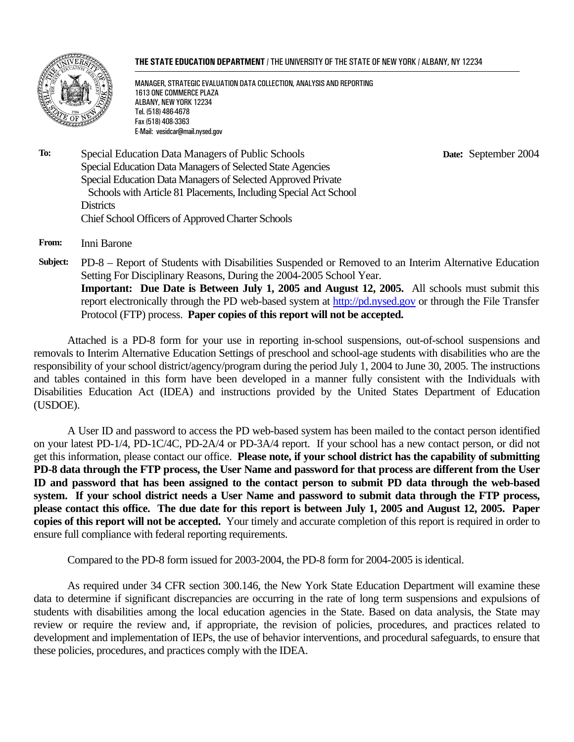**THE STATE EDUCATION DEPARTMENT** / THE UNIVERSITY OF THE STATE OF NEW YORK / ALBANY, NY 12234

MANAGER, STRATEGIC EVALUATION DATA COLLECTION, ANALYSIS AND REPORTING
1613 ONE COMMERCE PLAZA
ALBANY, NEW YORK 12234
Tel. (518) 486-4678
Fax (518) 408-3363
E-Mail: vesidcar@mail.nysed.gov

**To:** Special Education Data Managers of Public Schools
Special Education Data Managers of Selected State Agencies
Special Education Data Managers of Selected Approved Private Schools with Article 81 Placements, Including Special Act School Districts
Chief School Officers of Approved Charter Schools

**Date:** September 2004

**From:** Inni Barone

**Subject:** PD-8 – Report of Students with Disabilities Suspended or Removed to an Interim Alternative Education Setting For Disciplinary Reasons, During the 2004-2005 School Year.
**Important: Due Date is Between July 1, 2005 and August 12, 2005.** All schools must submit this report electronically through the PD web-based system at http://pd.nysed.gov or through the File Transfer Protocol (FTP) process. **Paper copies of this report will not be accepted.**

Attached is a PD-8 form for your use in reporting in-school suspensions, out-of-school suspensions and removals to Interim Alternative Education Settings of preschool and school-age students with disabilities who are the responsibility of your school district/agency/program during the period July 1, 2004 to June 30, 2005. The instructions and tables contained in this form have been developed in a manner fully consistent with the Individuals with Disabilities Education Act (IDEA) and instructions provided by the United States Department of Education (USDOE).

A User ID and password to access the PD web-based system has been mailed to the contact person identified on your latest PD-1/4, PD-1C/4C, PD-2A/4 or PD-3A/4 report. If your school has a new contact person, or did not get this information, please contact our office. **Please note, if your school district has the capability of submitting PD-8 data through the FTP process, the User Name and password for that process are different from the User ID and password that has been assigned to the contact person to submit PD data through the web-based system. If your school district needs a User Name and password to submit data through the FTP process, please contact this office. The due date for this report is between July 1, 2005 and August 12, 2005. Paper copies of this report will not be accepted.** Your timely and accurate completion of this report is required in order to ensure full compliance with federal reporting requirements.

Compared to the PD-8 form issued for 2003-2004, the PD-8 form for 2004-2005 is identical.

As required under 34 CFR section 300.146, the New York State Education Department will examine these data to determine if significant discrepancies are occurring in the rate of long term suspensions and expulsions of students with disabilities among the local education agencies in the State. Based on data analysis, the State may review or require the review and, if appropriate, the revision of policies, procedures, and practices related to development and implementation of IEPs, the use of behavior interventions, and procedural safeguards, to ensure that these policies, procedures, and practices comply with the IDEA.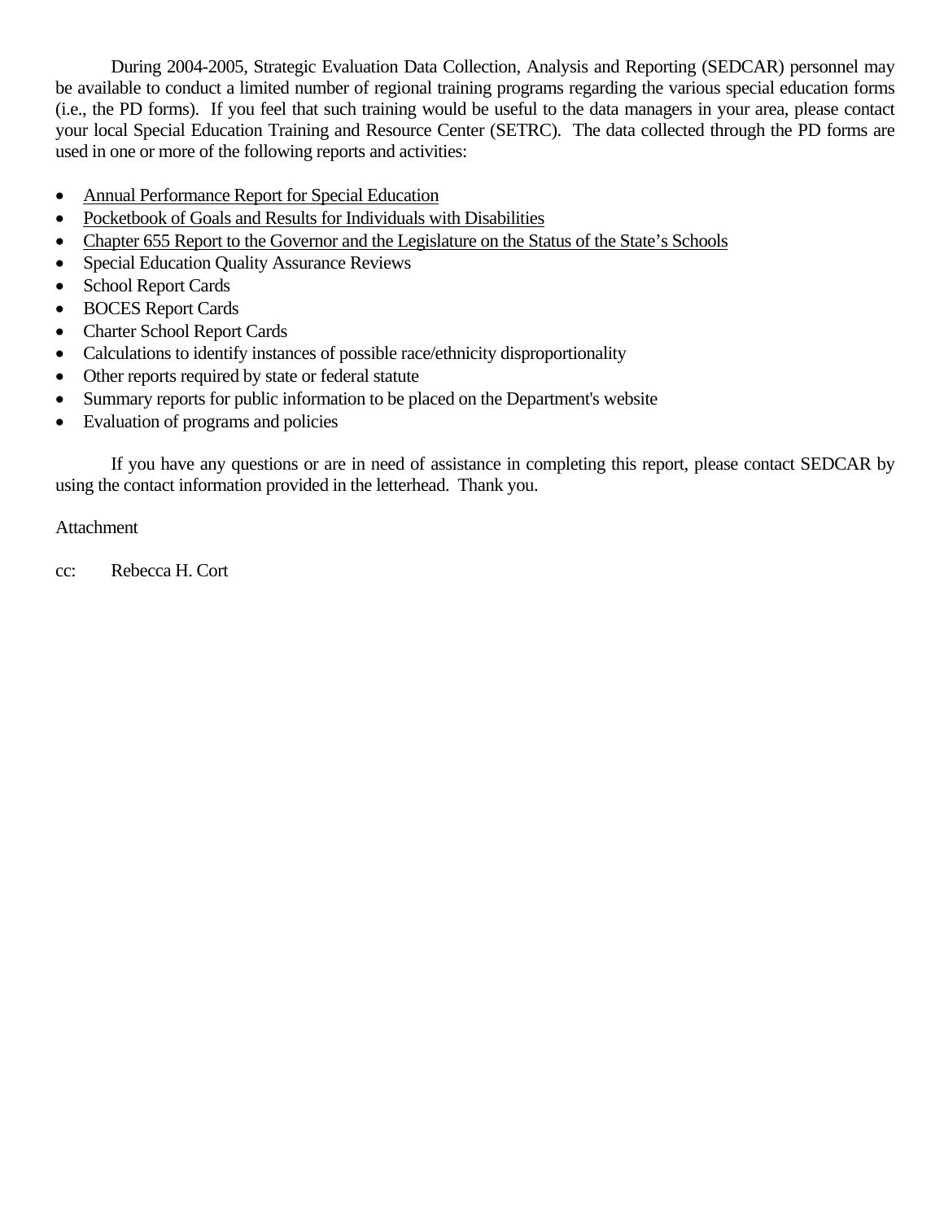During 2004-2005, Strategic Evaluation Data Collection, Analysis and Reporting (SEDCAR) personnel may be available to conduct a limited number of regional training programs regarding the various special education forms (i.e., the PD forms). If you feel that such training would be useful to the data managers in your area, please contact your local Special Education Training and Resource Center (SETRC). The data collected through the PD forms are used in one or more of the following reports and activities:

- <u>Annual Performance Report for Special Education</u>
- <u>Pocketbook of Goals and Results for Individuals with Disabilities</u>
- <u>Chapter 655 Report to the Governor and the Legislature on the Status of the State's Schools</u>
- Special Education Quality Assurance Reviews
- School Report Cards
- BOCES Report Cards
- Charter School Report Cards
- Calculations to identify instances of possible race/ethnicity disproportionality
- Other reports required by state or federal statute
- Summary reports for public information to be placed on the Department's website
- Evaluation of programs and policies

If you have any questions or are in need of assistance in completing this report, please contact SEDCAR by using the contact information provided in the letterhead. Thank you.

Attachment

cc: Rebecca H. Cort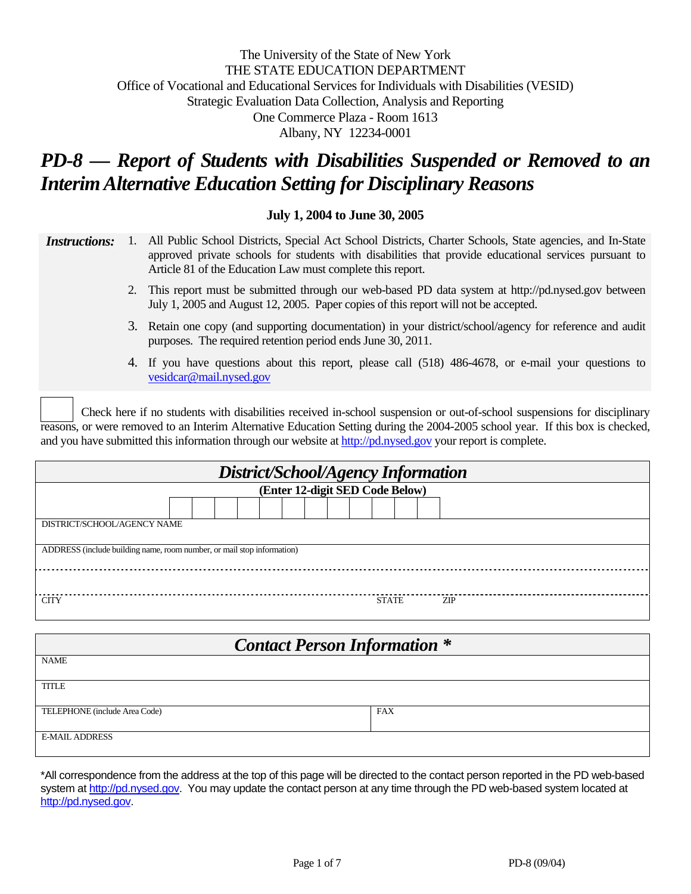The University of the State of New York
THE STATE EDUCATION DEPARTMENT
Office of Vocational and Educational Services for Individuals with Disabilities (VESID)
Strategic Evaluation Data Collection, Analysis and Reporting
One Commerce Plaza - Room 1613
Albany, NY 12234-0001

# *PD-8 — Report of Students with Disabilities Suspended or Removed to an Interim Alternative Education Setting for Disciplinary Reasons*

**July 1, 2004 to June 30, 2005**

***Instructions:***

1. All Public School Districts, Special Act School Districts, Charter Schools, State agencies, and In-State approved private schools for students with disabilities that provide educational services pursuant to Article 81 of the Education Law must complete this report.
2. This report must be submitted through our web-based PD data system at http://pd.nysed.gov between July 1, 2005 and August 12, 2005. Paper copies of this report will not be accepted.
3. Retain one copy (and supporting documentation) in your district/school/agency for reference and audit purposes. The required retention period ends June 30, 2011.
4. If you have questions about this report, please call (518) 486-4678, or e-mail your questions to vesidcar@mail.nysed.gov

☐ Check here if no students with disabilities received in-school suspension or out-of-school suspensions for disciplinary reasons, or were removed to an Interim Alternative Education Setting during the 2004-2005 school year. If this box is checked, and you have submitted this information through our website at http://pd.nysed.gov your report is complete.

## *District/School/Agency Information*

**(Enter 12-digit SED Code Below)**

| | | | | | | | | | | | |
|---|---|---|---|---|---|---|---|---|---|---|---|
| | | | | | | | | | | | |

DISTRICT/SCHOOL/AGENCY NAME

ADDRESS (include building name, room number, or mail stop information)

CITY | STATE | ZIP

## *Contact Person Information \**

NAME

TITLE

TELEPHONE (include Area Code) | FAX

E-MAIL ADDRESS

*All correspondence from the address at the top of this page will be directed to the contact person reported in the PD web-based system at http://pd.nysed.gov. You may update the contact person at any time through the PD web-based system located at http://pd.nysed.gov.

PD-8 (09/04)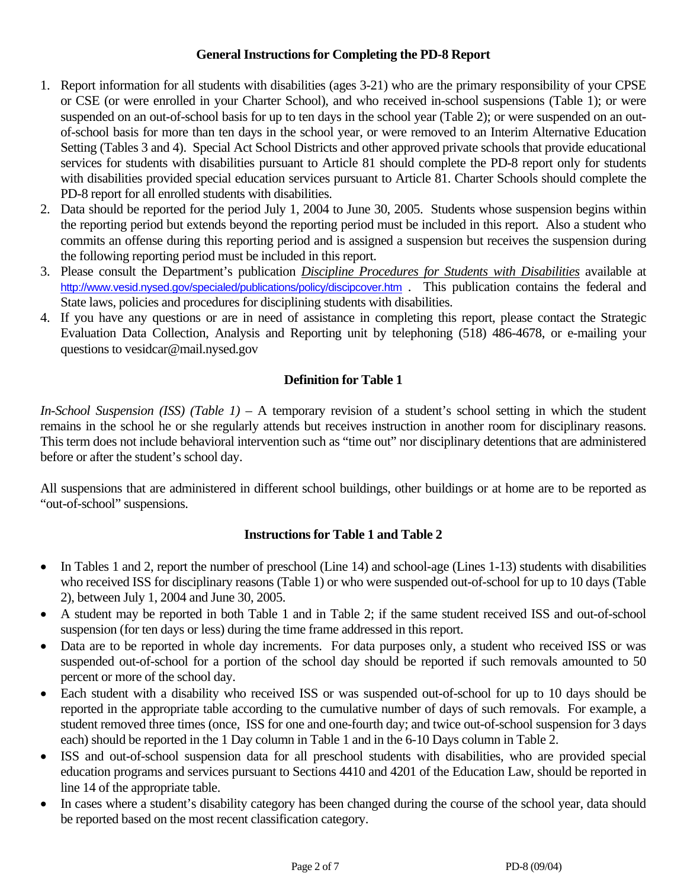## General Instructions for Completing the PD-8 Report

1. Report information for all students with disabilities (ages 3-21) who are the primary responsibility of your CPSE or CSE (or were enrolled in your Charter School), and who received in-school suspensions (Table 1); or were suspended on an out-of-school basis for up to ten days in the school year (Table 2); or were suspended on an out-of-school basis for more than ten days in the school year, or were removed to an Interim Alternative Education Setting (Tables 3 and 4). Special Act School Districts and other approved private schools that provide educational services for students with disabilities pursuant to Article 81 should complete the PD-8 report only for students with disabilities provided special education services pursuant to Article 81. Charter Schools should complete the PD-8 report for all enrolled students with disabilities.
2. Data should be reported for the period July 1, 2004 to June 30, 2005. Students whose suspension begins within the reporting period but extends beyond the reporting period must be included in this report. Also a student who commits an offense during this reporting period and is assigned a suspension but receives the suspension during the following reporting period must be included in this report.
3. Please consult the Department's publication *Discipline Procedures for Students with Disabilities* available at http://www.vesid.nysed.gov/specialed/publications/policy/discipcover.htm . This publication contains the federal and State laws, policies and procedures for disciplining students with disabilities.
4. If you have any questions or are in need of assistance in completing this report, please contact the Strategic Evaluation Data Collection, Analysis and Reporting unit by telephoning (518) 486-4678, or e-mailing your questions to vesidcar@mail.nysed.gov

## Definition for Table 1

*In-School Suspension (ISS) (Table 1)* – A temporary revision of a student's school setting in which the student remains in the school he or she regularly attends but receives instruction in another room for disciplinary reasons. This term does not include behavioral intervention such as "time out" nor disciplinary detentions that are administered before or after the student's school day.

All suspensions that are administered in different school buildings, other buildings or at home are to be reported as "out-of-school" suspensions.

## Instructions for Table 1 and Table 2

- In Tables 1 and 2, report the number of preschool (Line 14) and school-age (Lines 1-13) students with disabilities who received ISS for disciplinary reasons (Table 1) or who were suspended out-of-school for up to 10 days (Table 2), between July 1, 2004 and June 30, 2005.
- A student may be reported in both Table 1 and in Table 2; if the same student received ISS and out-of-school suspension (for ten days or less) during the time frame addressed in this report.
- Data are to be reported in whole day increments. For data purposes only, a student who received ISS or was suspended out-of-school for a portion of the school day should be reported if such removals amounted to 50 percent or more of the school day.
- Each student with a disability who received ISS or was suspended out-of-school for up to 10 days should be reported in the appropriate table according to the cumulative number of days of such removals. For example, a student removed three times (once, ISS for one and one-fourth day; and twice out-of-school suspension for 3 days each) should be reported in the 1 Day column in Table 1 and in the 6-10 Days column in Table 2.
- ISS and out-of-school suspension data for all preschool students with disabilities, who are provided special education programs and services pursuant to Sections 4410 and 4201 of the Education Law, should be reported in line 14 of the appropriate table.
- In cases where a student's disability category has been changed during the course of the school year, data should be reported based on the most recent classification category.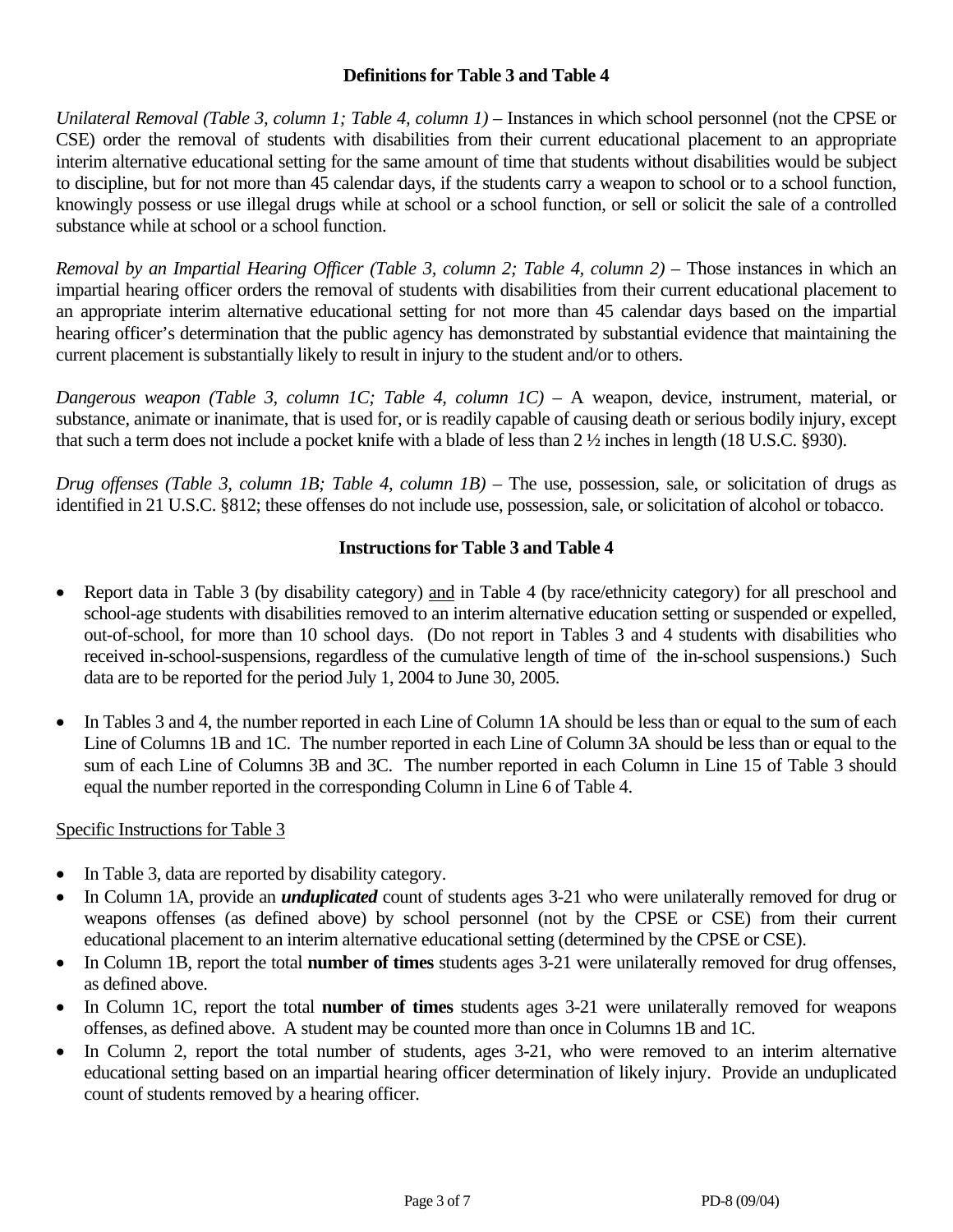## Definitions for Table 3 and Table 4

*Unilateral Removal (Table 3, column 1; Table 4, column 1)* – Instances in which school personnel (not the CPSE or CSE) order the removal of students with disabilities from their current educational placement to an appropriate interim alternative educational setting for the same amount of time that students without disabilities would be subject to discipline, but for not more than 45 calendar days, if the students carry a weapon to school or to a school function, knowingly possess or use illegal drugs while at school or a school function, or sell or solicit the sale of a controlled substance while at school or a school function.

*Removal by an Impartial Hearing Officer (Table 3, column 2; Table 4, column 2)* – Those instances in which an impartial hearing officer orders the removal of students with disabilities from their current educational placement to an appropriate interim alternative educational setting for not more than 45 calendar days based on the impartial hearing officer's determination that the public agency has demonstrated by substantial evidence that maintaining the current placement is substantially likely to result in injury to the student and/or to others.

*Dangerous weapon (Table 3, column 1C; Table 4, column 1C)* – A weapon, device, instrument, material, or substance, animate or inanimate, that is used for, or is readily capable of causing death or serious bodily injury, except that such a term does not include a pocket knife with a blade of less than 2 ½ inches in length (18 U.S.C. §930).

*Drug offenses (Table 3, column 1B; Table 4, column 1B)* – The use, possession, sale, or solicitation of drugs as identified in 21 U.S.C. §812; these offenses do not include use, possession, sale, or solicitation of alcohol or tobacco.

## Instructions for Table 3 and Table 4

- Report data in Table 3 (by disability category) <u>and</u> in Table 4 (by race/ethnicity category) for all preschool and school-age students with disabilities removed to an interim alternative education setting or suspended or expelled, out-of-school, for more than 10 school days. (Do not report in Tables 3 and 4 students with disabilities who received in-school-suspensions, regardless of the cumulative length of time of the in-school suspensions.) Such data are to be reported for the period July 1, 2004 to June 30, 2005.

- In Tables 3 and 4, the number reported in each Line of Column 1A should be less than or equal to the sum of each Line of Columns 1B and 1C. The number reported in each Line of Column 3A should be less than or equal to the sum of each Line of Columns 3B and 3C. The number reported in each Column in Line 15 of Table 3 should equal the number reported in the corresponding Column in Line 6 of Table 4.

<u>Specific Instructions for Table 3</u>

- In Table 3, data are reported by disability category.
- In Column 1A, provide an ***unduplicated*** count of students ages 3-21 who were unilaterally removed for drug or weapons offenses (as defined above) by school personnel (not by the CPSE or CSE) from their current educational placement to an interim alternative educational setting (determined by the CPSE or CSE).
- In Column 1B, report the total **number of times** students ages 3-21 were unilaterally removed for drug offenses, as defined above.
- In Column 1C, report the total **number of times** students ages 3-21 were unilaterally removed for weapons offenses, as defined above. A student may be counted more than once in Columns 1B and 1C.
- In Column 2, report the total number of students, ages 3-21, who were removed to an interim alternative educational setting based on an impartial hearing officer determination of likely injury. Provide an unduplicated count of students removed by a hearing officer.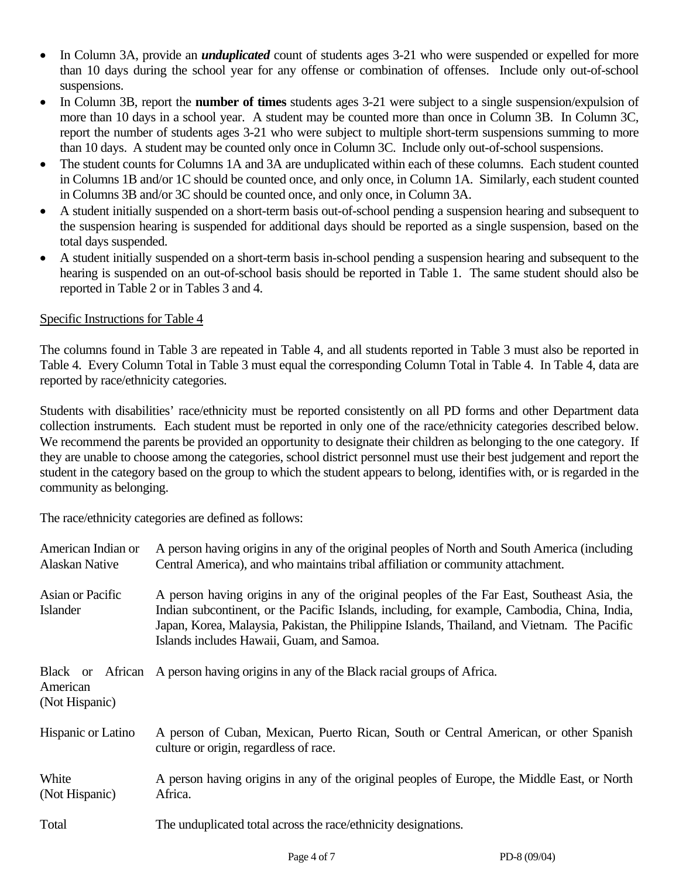- In Column 3A, provide an ***unduplicated*** count of students ages 3-21 who were suspended or expelled for more than 10 days during the school year for any offense or combination of offenses. Include only out-of-school suspensions.
- In Column 3B, report the **number of times** students ages 3-21 were subject to a single suspension/expulsion of more than 10 days in a school year. A student may be counted more than once in Column 3B. In Column 3C, report the number of students ages 3-21 who were subject to multiple short-term suspensions summing to more than 10 days. A student may be counted only once in Column 3C. Include only out-of-school suspensions.
- The student counts for Columns 1A and 3A are unduplicated within each of these columns. Each student counted in Columns 1B and/or 1C should be counted once, and only once, in Column 1A. Similarly, each student counted in Columns 3B and/or 3C should be counted once, and only once, in Column 3A.
- A student initially suspended on a short-term basis out-of-school pending a suspension hearing and subsequent to the suspension hearing is suspended for additional days should be reported as a single suspension, based on the total days suspended.
- A student initially suspended on a short-term basis in-school pending a suspension hearing and subsequent to the hearing is suspended on an out-of-school basis should be reported in Table 1. The same student should also be reported in Table 2 or in Tables 3 and 4.

Specific Instructions for Table 4

The columns found in Table 3 are repeated in Table 4, and all students reported in Table 3 must also be reported in Table 4. Every Column Total in Table 3 must equal the corresponding Column Total in Table 4. In Table 4, data are reported by race/ethnicity categories.

Students with disabilities' race/ethnicity must be reported consistently on all PD forms and other Department data collection instruments. Each student must be reported in only one of the race/ethnicity categories described below. We recommend the parents be provided an opportunity to designate their children as belonging to the one category. If they are unable to choose among the categories, school district personnel must use their best judgement and report the student in the category based on the group to which the student appears to belong, identifies with, or is regarded in the community as belonging.

The race/ethnicity categories are defined as follows:

| | |
|---|---|
| American Indian or Alaskan Native | A person having origins in any of the original peoples of North and South America (including Central America), and who maintains tribal affiliation or community attachment. |
| Asian or Pacific Islander | A person having origins in any of the original peoples of the Far East, Southeast Asia, the Indian subcontinent, or the Pacific Islands, including, for example, Cambodia, China, India, Japan, Korea, Malaysia, Pakistan, the Philippine Islands, Thailand, and Vietnam. The Pacific Islands includes Hawaii, Guam, and Samoa. |
| Black or African American (Not Hispanic) | A person having origins in any of the Black racial groups of Africa. |
| Hispanic or Latino | A person of Cuban, Mexican, Puerto Rican, South or Central American, or other Spanish culture or origin, regardless of race. |
| White (Not Hispanic) | A person having origins in any of the original peoples of Europe, the Middle East, or North Africa. |
| Total | The unduplicated total across the race/ethnicity designations. |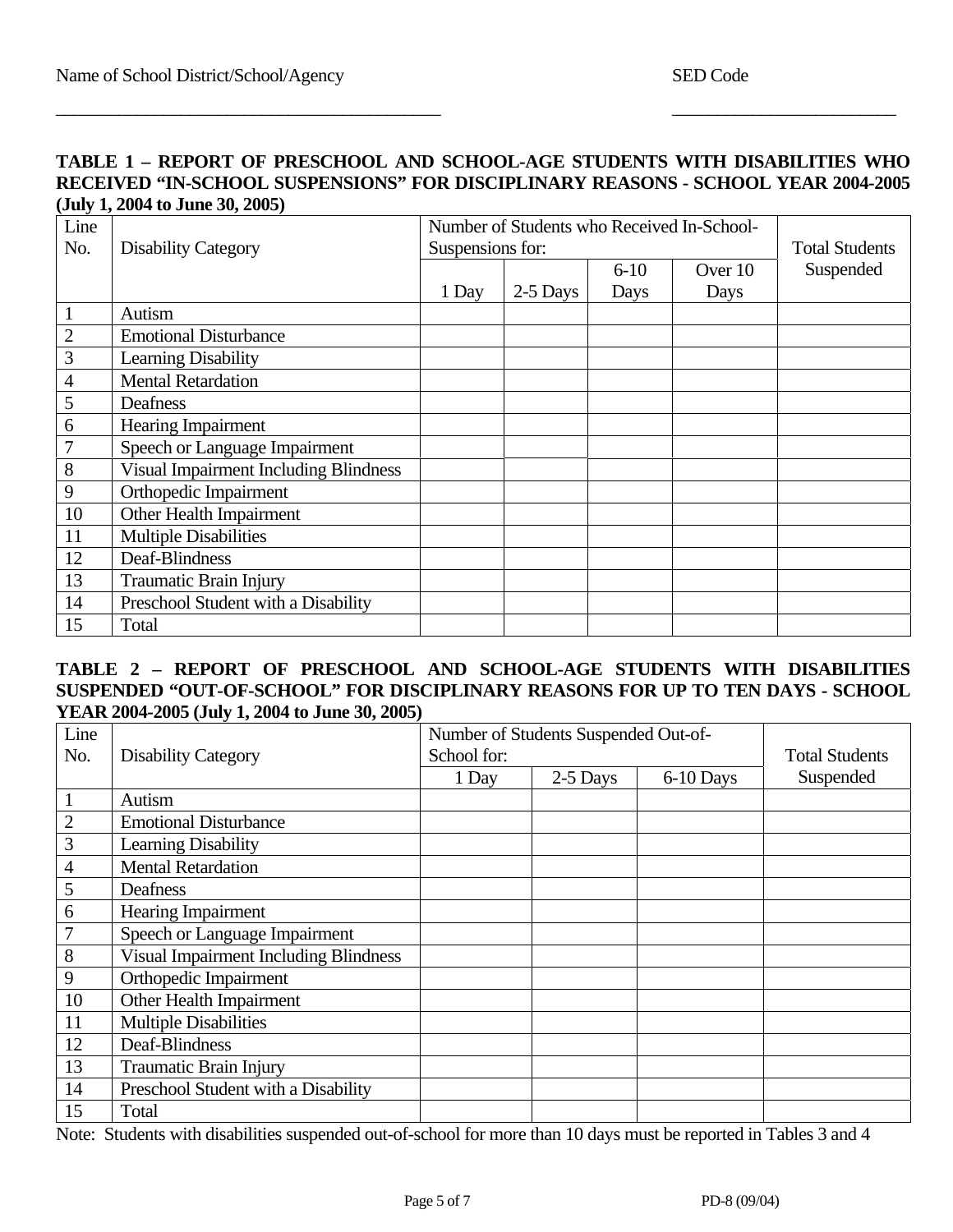Name of School District/School/Agency _______________________________ SED Code _______________________

**TABLE 1 – REPORT OF PRESCHOOL AND SCHOOL-AGE STUDENTS WITH DISABILITIES WHO RECEIVED "IN-SCHOOL SUSPENSIONS" FOR DISCIPLINARY REASONS - SCHOOL YEAR 2004-2005 (July 1, 2004 to June 30, 2005)**

| Line No. | Disability Category | Number of Students who Received In-School-Suspensions for: | | | | Total Students Suspended |
|---|---|---|---|---|---|---|
| | | 1 Day | 2-5 Days | 6-10 Days | Over 10 Days | |
| 1 | Autism | | | | | |
| 2 | Emotional Disturbance | | | | | |
| 3 | Learning Disability | | | | | |
| 4 | Mental Retardation | | | | | |
| 5 | Deafness | | | | | |
| 6 | Hearing Impairment | | | | | |
| 7 | Speech or Language Impairment | | | | | |
| 8 | Visual Impairment Including Blindness | | | | | |
| 9 | Orthopedic Impairment | | | | | |
| 10 | Other Health Impairment | | | | | |
| 11 | Multiple Disabilities | | | | | |
| 12 | Deaf-Blindness | | | | | |
| 13 | Traumatic Brain Injury | | | | | |
| 14 | Preschool Student with a Disability | | | | | |
| 15 | Total | | | | | |

**TABLE 2 – REPORT OF PRESCHOOL AND SCHOOL-AGE STUDENTS WITH DISABILITIES SUSPENDED "OUT-OF-SCHOOL" FOR DISCIPLINARY REASONS FOR UP TO TEN DAYS - SCHOOL YEAR 2004-2005 (July 1, 2004 to June 30, 2005)**

| Line No. | Disability Category | Number of Students Suspended Out-of-School for: | | | Total Students Suspended |
|---|---|---|---|---|---|
| | | 1 Day | 2-5 Days | 6-10 Days | |
| 1 | Autism | | | | |
| 2 | Emotional Disturbance | | | | |
| 3 | Learning Disability | | | | |
| 4 | Mental Retardation | | | | |
| 5 | Deafness | | | | |
| 6 | Hearing Impairment | | | | |
| 7 | Speech or Language Impairment | | | | |
| 8 | Visual Impairment Including Blindness | | | | |
| 9 | Orthopedic Impairment | | | | |
| 10 | Other Health Impairment | | | | |
| 11 | Multiple Disabilities | | | | |
| 12 | Deaf-Blindness | | | | |
| 13 | Traumatic Brain Injury | | | | |
| 14 | Preschool Student with a Disability | | | | |
| 15 | Total | | | | |

Note: Students with disabilities suspended out-of-school for more than 10 days must be reported in Tables 3 and 4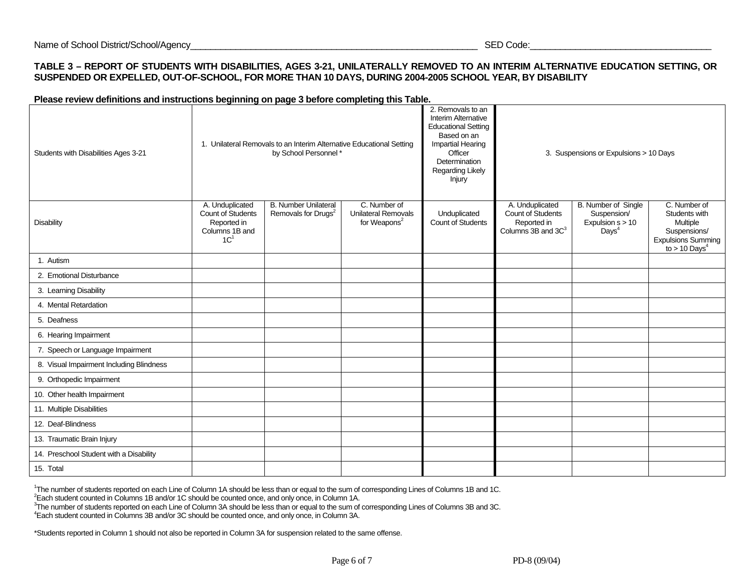Name of School District/School/Agency_______________________________________________ SED Code:_______________________________

**TABLE 3 – REPORT OF STUDENTS WITH DISABILITIES, AGES 3-21, UNILATERALLY REMOVED TO AN INTERIM ALTERNATIVE EDUCATION SETTING, OR SUSPENDED OR EXPELLED, OUT-OF-SCHOOL, FOR MORE THAN 10 DAYS, DURING 2004-2005 SCHOOL YEAR, BY DISABILITY**

**Please review definitions and instructions beginning on page 3 before completing this Table.**

| Students with Disabilities Ages 3-21 | 1. Unilateral Removals to an Interim Alternative Educational Setting by School Personnel * | | | 2. Removals to an Interim Alternative Educational Setting Based on an Impartial Hearing Officer Determination Regarding Likely Injury | 3. Suspensions or Expulsions > 10 Days | | |
|---|---|---|---|---|---|---|---|
| Disability | A. Unduplicated Count of Students Reported in Columns 1B and 1C[1] | B. Number Unilateral Removals for Drugs[2] | C. Number of Unilateral Removals for Weapons[2] | Unduplicated Count of Students | A. Unduplicated Count of Students Reported in Columns 3B and 3C[3] | B. Number of Single Suspension/ Expulsion s > 10 Days[4] | C. Number of Students with Multiple Suspensions/ Expulsions Summing to > 10 Days[4] |
| 1. Autism | | | | | | | |
| 2. Emotional Disturbance | | | | | | | |
| 3. Learning Disability | | | | | | | |
| 4. Mental Retardation | | | | | | | |
| 5. Deafness | | | | | | | |
| 6. Hearing Impairment | | | | | | | |
| 7. Speech or Language Impairment | | | | | | | |
| 8. Visual Impairment Including Blindness | | | | | | | |
| 9. Orthopedic Impairment | | | | | | | |
| 10. Other health Impairment | | | | | | | |
| 11. Multiple Disabilities | | | | | | | |
| 12. Deaf-Blindness | | | | | | | |
| 13. Traumatic Brain Injury | | | | | | | |
| 14. Preschool Student with a Disability | | | | | | | |
| 15. Total | | | | | | | |

[1]The number of students reported on each Line of Column 1A should be less than or equal to the sum of corresponding Lines of Columns 1B and 1C.
[2]Each student counted in Columns 1B and/or 1C should be counted once, and only once, in Column 1A.
[3]The number of students reported on each Line of Column 3A should be less than or equal to the sum of corresponding Lines of Columns 3B and 3C.
[4]Each student counted in Columns 3B and/or 3C should be counted once, and only once, in Column 3A.

*Students reported in Column 1 should not also be reported in Column 3A for suspension related to the same offense.

PD-8 (09/04)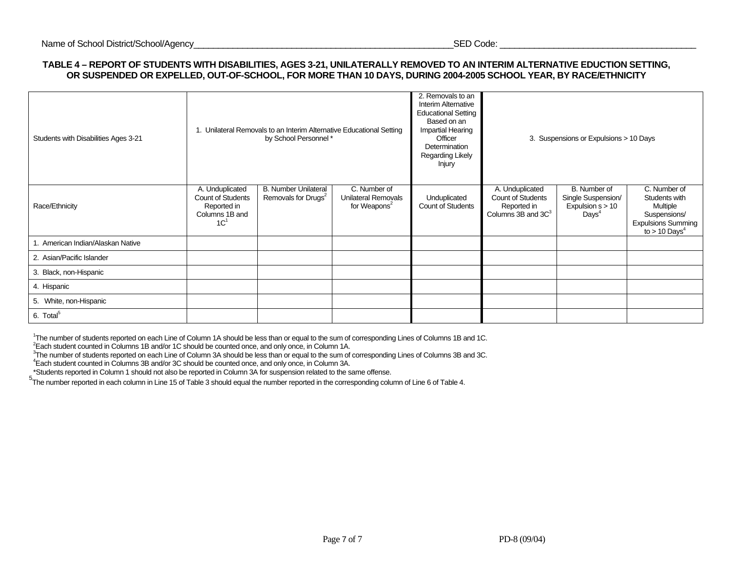Name of School District/School/Agency_______________________________________________________SED Code: ________________________________________

**TABLE 4 – REPORT OF STUDENTS WITH DISABILITIES, AGES 3-21, UNILATERALLY REMOVED TO AN INTERIM ALTERNATIVE EDUCTION SETTING, OR SUSPENDED OR EXPELLED, OUT-OF-SCHOOL, FOR MORE THAN 10 DAYS, DURING 2004-2005 SCHOOL YEAR, BY RACE/ETHNICITY**

| Students with Disabilities Ages 3-21 | 1. Unilateral Removals to an Interim Alternative Educational Setting by School Personnel * | | | 2. Removals to an Interim Alternative Educational Setting Based on an Impartial Hearing Officer Determination Regarding Likely Injury | 3. Suspensions or Expulsions > 10 Days | | |
|---|---|---|---|---|---|---|---|
| Race/Ethnicity | A. Unduplicated Count of Students Reported in Columns 1B and 1C[1] | B. Number Unilateral Removals for Drugs[2] | C. Number of Unilateral Removals for Weapons[2] | Unduplicated Count of Students | A. Unduplicated Count of Students Reported in Columns 3B and 3C[3] | B. Number of Single Suspension/ Expulsion s > 10 Days[4] | C. Number of Students with Multiple Suspensions/ Expulsions Summing to > 10 Days[4] |
| 1. American Indian/Alaskan Native | | | | | | | |
| 2. Asian/Pacific Islander | | | | | | | |
| 3. Black, non-Hispanic | | | | | | | |
| 4. Hispanic | | | | | | | |
| 5. White, non-Hispanic | | | | | | | |
| 6. Total[5] | | | | | | | |

[1]The number of students reported on each Line of Column 1A should be less than or equal to the sum of corresponding Lines of Columns 1B and 1C.
[2]Each student counted in Columns 1B and/or 1C should be counted once, and only once, in Column 1A.
[3]The number of students reported on each Line of Column 3A should be less than or equal to the sum of corresponding Lines of Columns 3B and 3C.
[4]Each student counted in Columns 3B and/or 3C should be counted once, and only once, in Column 3A.
*Students reported in Column 1 should not also be reported in Column 3A for suspension related to the same offense.
[5]The number reported in each column in Line 15 of Table 3 should equal the number reported in the corresponding column of Line 6 of Table 4.

PD-8 (09/04)